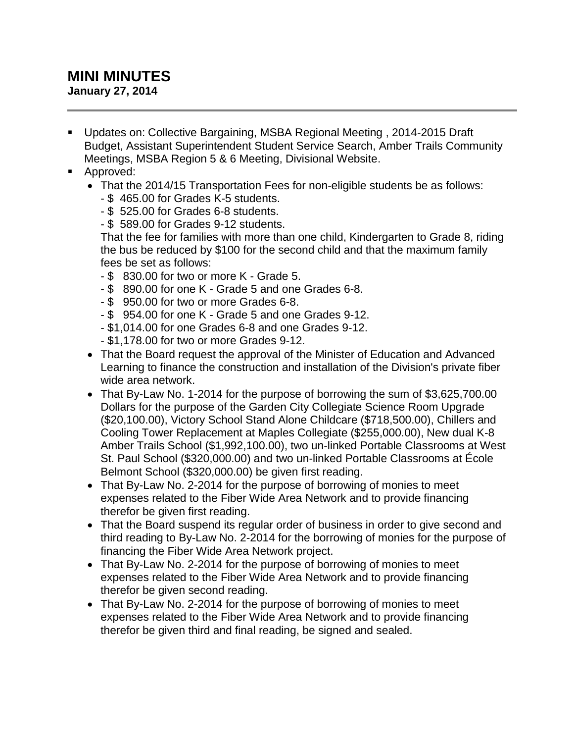# MINI MINUTES

**January 27, 2014**

---

- Updates on: Collective Bargaining, MSBA Regional Meeting , 2014-2015 Draft Budget, Assistant Superintendent Student Service Search, Amber Trails Community Meetings, MSBA Region 5 & 6 Meeting, Divisional Website.
- Approved:
  - That the 2014/15 Transportation Fees for non-eligible students be as follows:
    - $ 465.00 for Grades K-5 students.
    - $ 525.00 for Grades 6-8 students.
    - $ 589.00 for Grades 9-12 students.

    That the fee for families with more than one child, Kindergarten to Grade 8, riding the bus be reduced by $100 for the second child and that the maximum family fees be set as follows:
    - $ 830.00 for two or more K - Grade 5.
    - $ 890.00 for one K - Grade 5 and one Grades 6-8.
    - $ 950.00 for two or more Grades 6-8.
    - $ 954.00 for one K - Grade 5 and one Grades 9-12.
    - $1,014.00 for one Grades 6-8 and one Grades 9-12.
    - $1,178.00 for two or more Grades 9-12.
  - That the Board request the approval of the Minister of Education and Advanced Learning to finance the construction and installation of the Division's private fiber wide area network.
  - That By-Law No. 1-2014 for the purpose of borrowing the sum of $3,625,700.00 Dollars for the purpose of the Garden City Collegiate Science Room Upgrade ($20,100.00), Victory School Stand Alone Childcare ($718,500.00), Chillers and Cooling Tower Replacement at Maples Collegiate ($255,000.00), New dual K-8 Amber Trails School ($1,992,100.00), two un-linked Portable Classrooms at West St. Paul School ($320,000.00) and two un-linked Portable Classrooms at École Belmont School ($320,000.00) be given first reading.
  - That By-Law No. 2-2014 for the purpose of borrowing of monies to meet expenses related to the Fiber Wide Area Network and to provide financing therefor be given first reading.
  - That the Board suspend its regular order of business in order to give second and third reading to By-Law No. 2-2014 for the borrowing of monies for the purpose of financing the Fiber Wide Area Network project.
  - That By-Law No. 2-2014 for the purpose of borrowing of monies to meet expenses related to the Fiber Wide Area Network and to provide financing therefor be given second reading.
  - That By-Law No. 2-2014 for the purpose of borrowing of monies to meet expenses related to the Fiber Wide Area Network and to provide financing therefor be given third and final reading, be signed and sealed.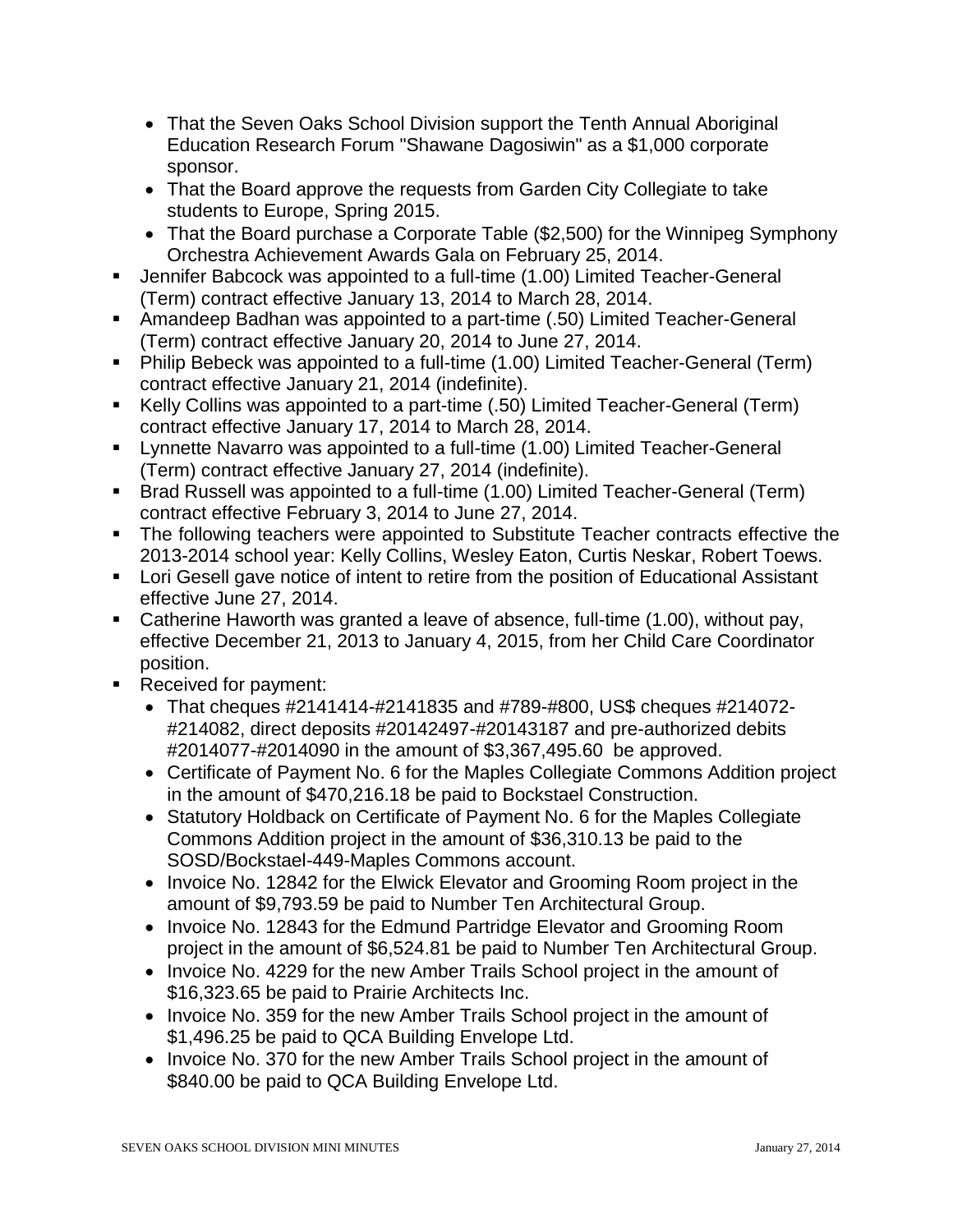- That the Seven Oaks School Division support the Tenth Annual Aboriginal Education Research Forum "Shawane Dagosiwin" as a $1,000 corporate sponsor.
  - That the Board approve the requests from Garden City Collegiate to take students to Europe, Spring 2015.
  - That the Board purchase a Corporate Table ($2,500) for the Winnipeg Symphony Orchestra Achievement Awards Gala on February 25, 2014.
- Jennifer Babcock was appointed to a full-time (1.00) Limited Teacher-General (Term) contract effective January 13, 2014 to March 28, 2014.
- Amandeep Badhan was appointed to a part-time (.50) Limited Teacher-General (Term) contract effective January 20, 2014 to June 27, 2014.
- Philip Bebeck was appointed to a full-time (1.00) Limited Teacher-General (Term) contract effective January 21, 2014 (indefinite).
- Kelly Collins was appointed to a part-time (.50) Limited Teacher-General (Term) contract effective January 17, 2014 to March 28, 2014.
- Lynnette Navarro was appointed to a full-time (1.00) Limited Teacher-General (Term) contract effective January 27, 2014 (indefinite).
- Brad Russell was appointed to a full-time (1.00) Limited Teacher-General (Term) contract effective February 3, 2014 to June 27, 2014.
- The following teachers were appointed to Substitute Teacher contracts effective the 2013-2014 school year: Kelly Collins, Wesley Eaton, Curtis Neskar, Robert Toews.
- Lori Gesell gave notice of intent to retire from the position of Educational Assistant effective June 27, 2014.
- Catherine Haworth was granted a leave of absence, full-time (1.00), without pay, effective December 21, 2013 to January 4, 2015, from her Child Care Coordinator position.
- Received for payment:
  - That cheques #2141414-#2141835 and #789-#800, US$ cheques #214072-#214082, direct deposits #20142497-#20143187 and pre-authorized debits #2014077-#2014090 in the amount of $3,367,495.60 be approved.
  - Certificate of Payment No. 6 for the Maples Collegiate Commons Addition project in the amount of $470,216.18 be paid to Bockstael Construction.
  - Statutory Holdback on Certificate of Payment No. 6 for the Maples Collegiate Commons Addition project in the amount of $36,310.13 be paid to the SOSD/Bockstael-449-Maples Commons account.
  - Invoice No. 12842 for the Elwick Elevator and Grooming Room project in the amount of $9,793.59 be paid to Number Ten Architectural Group.
  - Invoice No. 12843 for the Edmund Partridge Elevator and Grooming Room project in the amount of $6,524.81 be paid to Number Ten Architectural Group.
  - Invoice No. 4229 for the new Amber Trails School project in the amount of $16,323.65 be paid to Prairie Architects Inc.
  - Invoice No. 359 for the new Amber Trails School project in the amount of $1,496.25 be paid to QCA Building Envelope Ltd.
  - Invoice No. 370 for the new Amber Trails School project in the amount of $840.00 be paid to QCA Building Envelope Ltd.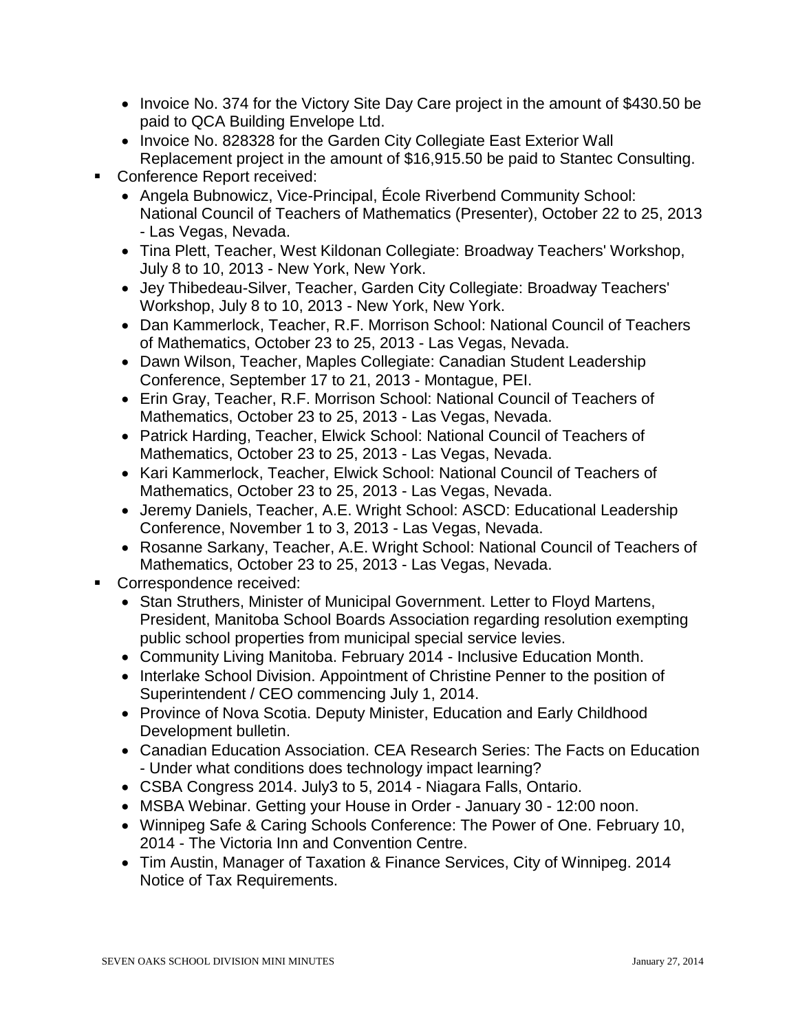- Invoice No. 374 for the Victory Site Day Care project in the amount of $430.50 be paid to QCA Building Envelope Ltd.
- Invoice No. 828328 for the Garden City Collegiate East Exterior Wall Replacement project in the amount of $16,915.50 be paid to Stantec Consulting.

- Conference Report received:
  - Angela Bubnowicz, Vice-Principal, École Riverbend Community School: National Council of Teachers of Mathematics (Presenter), October 22 to 25, 2013 - Las Vegas, Nevada.
  - Tina Plett, Teacher, West Kildonan Collegiate: Broadway Teachers' Workshop, July 8 to 10, 2013 - New York, New York.
  - Jey Thibedeau-Silver, Teacher, Garden City Collegiate: Broadway Teachers' Workshop, July 8 to 10, 2013 - New York, New York.
  - Dan Kammerlock, Teacher, R.F. Morrison School: National Council of Teachers of Mathematics, October 23 to 25, 2013 - Las Vegas, Nevada.
  - Dawn Wilson, Teacher, Maples Collegiate: Canadian Student Leadership Conference, September 17 to 21, 2013 - Montague, PEI.
  - Erin Gray, Teacher, R.F. Morrison School: National Council of Teachers of Mathematics, October 23 to 25, 2013 - Las Vegas, Nevada.
  - Patrick Harding, Teacher, Elwick School: National Council of Teachers of Mathematics, October 23 to 25, 2013 - Las Vegas, Nevada.
  - Kari Kammerlock, Teacher, Elwick School: National Council of Teachers of Mathematics, October 23 to 25, 2013 - Las Vegas, Nevada.
  - Jeremy Daniels, Teacher, A.E. Wright School: ASCD: Educational Leadership Conference, November 1 to 3, 2013 - Las Vegas, Nevada.
  - Rosanne Sarkany, Teacher, A.E. Wright School: National Council of Teachers of Mathematics, October 23 to 25, 2013 - Las Vegas, Nevada.
- Correspondence received:
  - Stan Struthers, Minister of Municipal Government. Letter to Floyd Martens, President, Manitoba School Boards Association regarding resolution exempting public school properties from municipal special service levies.
  - Community Living Manitoba. February 2014 - Inclusive Education Month.
  - Interlake School Division. Appointment of Christine Penner to the position of Superintendent / CEO commencing July 1, 2014.
  - Province of Nova Scotia. Deputy Minister, Education and Early Childhood Development bulletin.
  - Canadian Education Association. CEA Research Series: The Facts on Education - Under what conditions does technology impact learning?
  - CSBA Congress 2014. July3 to 5, 2014 - Niagara Falls, Ontario.
  - MSBA Webinar. Getting your House in Order - January 30 - 12:00 noon.
  - Winnipeg Safe & Caring Schools Conference: The Power of One. February 10, 2014 - The Victoria Inn and Convention Centre.
  - Tim Austin, Manager of Taxation & Finance Services, City of Winnipeg. 2014 Notice of Tax Requirements.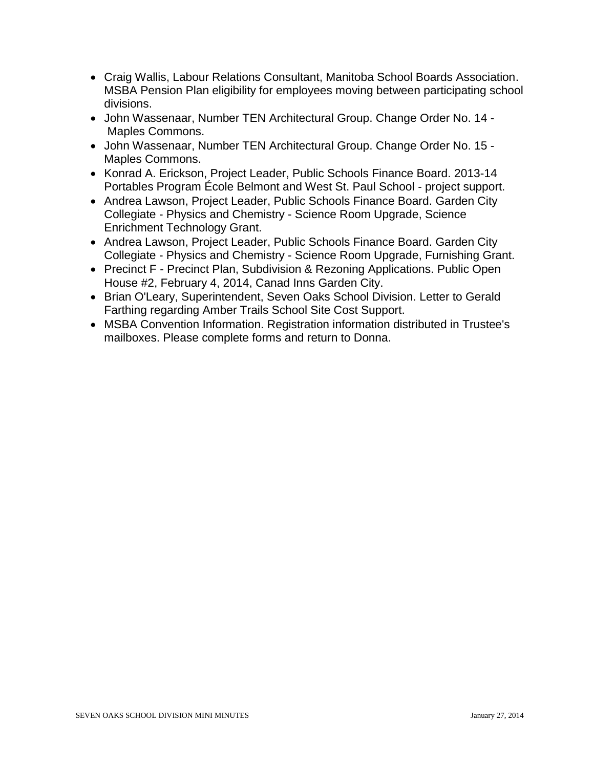- Craig Wallis, Labour Relations Consultant, Manitoba School Boards Association. MSBA Pension Plan eligibility for employees moving between participating school divisions.
- John Wassenaar, Number TEN Architectural Group. Change Order No. 14 - Maples Commons.
- John Wassenaar, Number TEN Architectural Group. Change Order No. 15 - Maples Commons.
- Konrad A. Erickson, Project Leader, Public Schools Finance Board. 2013-14 Portables Program École Belmont and West St. Paul School - project support.
- Andrea Lawson, Project Leader, Public Schools Finance Board. Garden City Collegiate - Physics and Chemistry - Science Room Upgrade, Science Enrichment Technology Grant.
- Andrea Lawson, Project Leader, Public Schools Finance Board. Garden City Collegiate - Physics and Chemistry - Science Room Upgrade, Furnishing Grant.
- Precinct F - Precinct Plan, Subdivision & Rezoning Applications. Public Open House #2, February 4, 2014, Canad Inns Garden City.
- Brian O'Leary, Superintendent, Seven Oaks School Division. Letter to Gerald Farthing regarding Amber Trails School Site Cost Support.
- MSBA Convention Information. Registration information distributed in Trustee's mailboxes. Please complete forms and return to Donna.